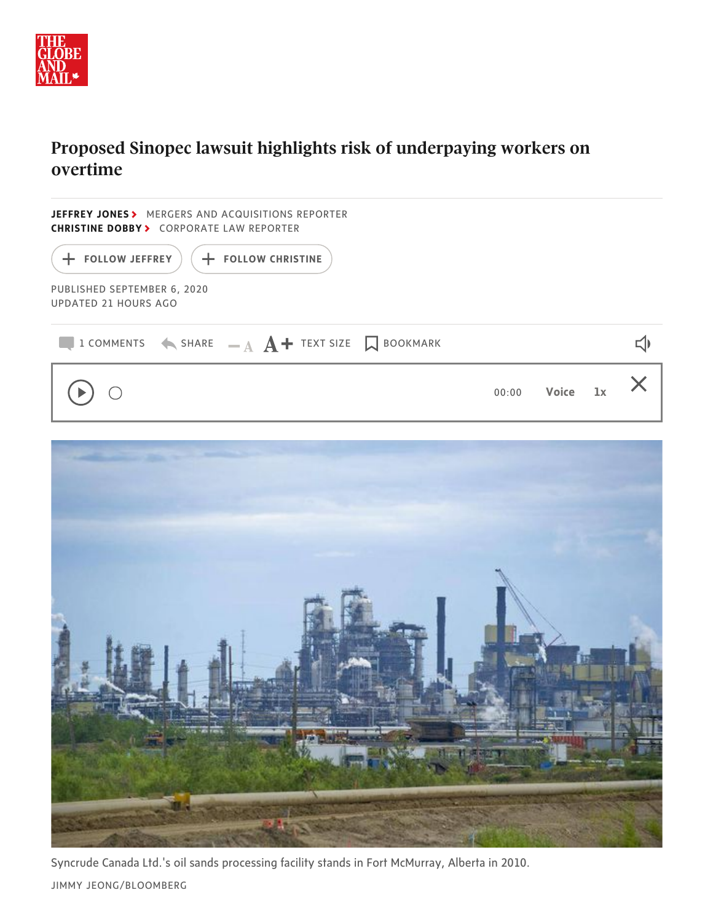# Proposed Sinopec lawsuit highlights risk of underpaying workers on overtime

**JEFFREY JONES** MERGERS AND ACQUISITIONS REPORTER
**CHRISTINE DOBBY** CORPORATE LAW REPORTER

PUBLISHED SEPTEMBER 6, 2020
UPDATED 21 HOURS AGO

Syncrude Canada Ltd.'s oil sands processing facility stands in Fort McMurray, Alberta in 2010.

JIMMY JEONG/BLOOMBERG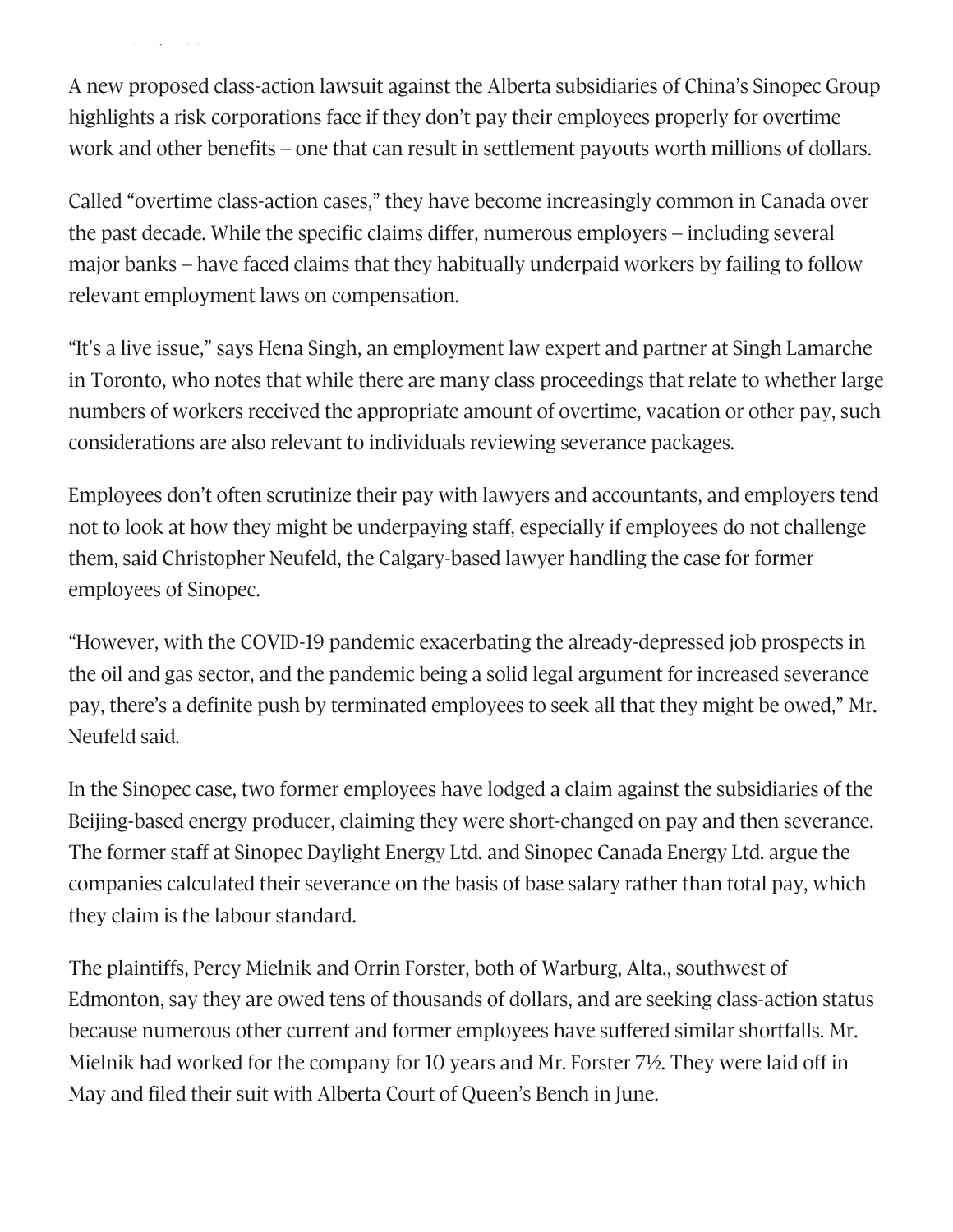A new proposed class-action lawsuit against the Alberta subsidiaries of China's Sinopec Group highlights a risk corporations face if they don't pay their employees properly for overtime work and other benefits – one that can result in settlement payouts worth millions of dollars.

Called "overtime class-action cases," they have become increasingly common in Canada over the past decade. While the specific claims differ, numerous employers – including several major banks – have faced claims that they habitually underpaid workers by failing to follow relevant employment laws on compensation.

"It's a live issue," says Hena Singh, an employment law expert and partner at Singh Lamarche in Toronto, who notes that while there are many class proceedings that relate to whether large numbers of workers received the appropriate amount of overtime, vacation or other pay, such considerations are also relevant to individuals reviewing severance packages.

Employees don't often scrutinize their pay with lawyers and accountants, and employers tend not to look at how they might be underpaying staff, especially if employees do not challenge them, said Christopher Neufeld, the Calgary-based lawyer handling the case for former employees of Sinopec.

"However, with the COVID-19 pandemic exacerbating the already-depressed job prospects in the oil and gas sector, and the pandemic being a solid legal argument for increased severance pay, there's a definite push by terminated employees to seek all that they might be owed," Mr. Neufeld said.

In the Sinopec case, two former employees have lodged a claim against the subsidiaries of the Beijing-based energy producer, claiming they were short-changed on pay and then severance. The former staff at Sinopec Daylight Energy Ltd. and Sinopec Canada Energy Ltd. argue the companies calculated their severance on the basis of base salary rather than total pay, which they claim is the labour standard.

The plaintiffs, Percy Mielnik and Orrin Forster, both of Warburg, Alta., southwest of Edmonton, say they are owed tens of thousands of dollars, and are seeking class-action status because numerous other current and former employees have suffered similar shortfalls. Mr. Mielnik had worked for the company for 10 years and Mr. Forster 7½. They were laid off in May and filed their suit with Alberta Court of Queen's Bench in June.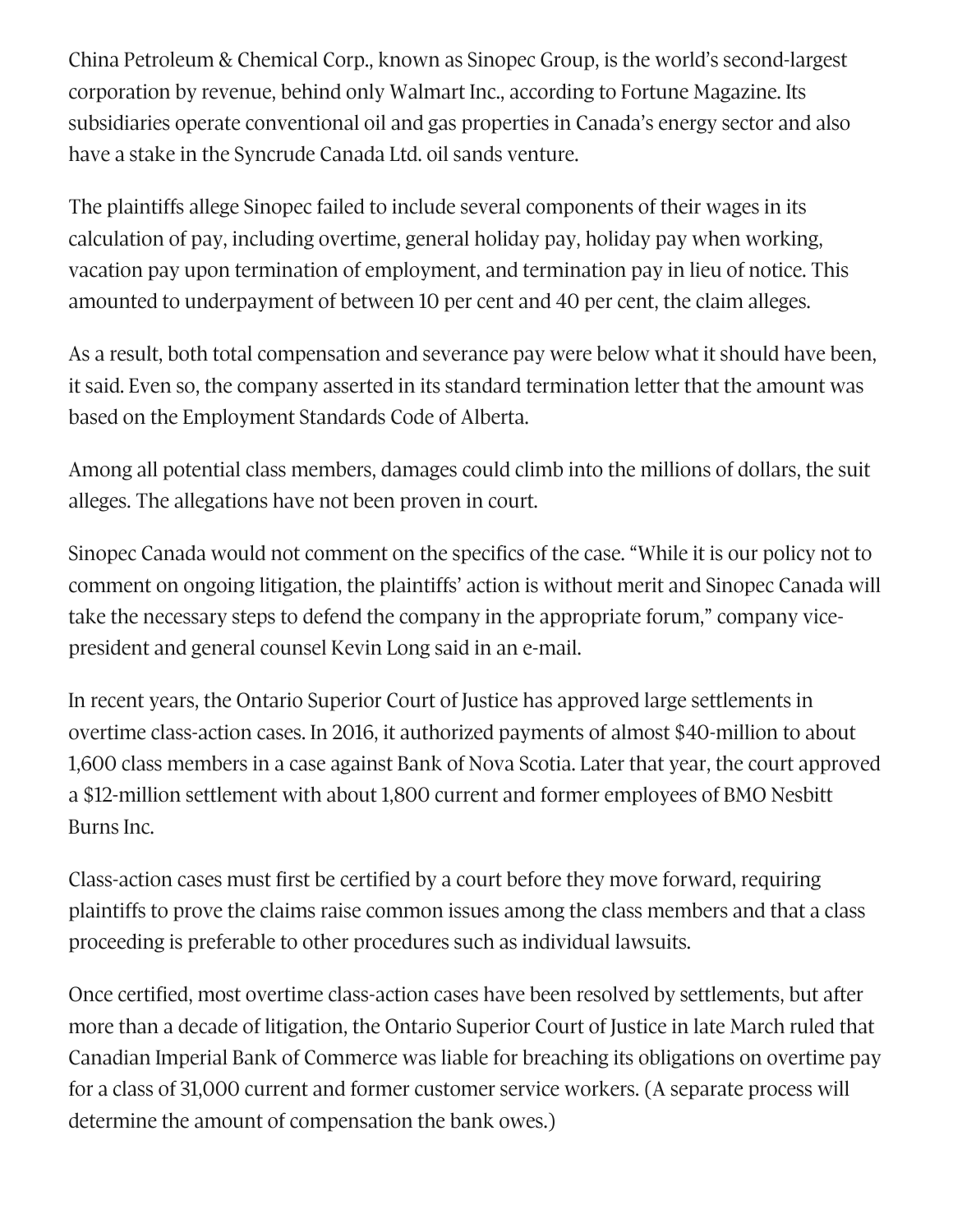China Petroleum & Chemical Corp., known as Sinopec Group, is the world's second-largest corporation by revenue, behind only Walmart Inc., according to Fortune Magazine. Its subsidiaries operate conventional oil and gas properties in Canada's energy sector and also have a stake in the Syncrude Canada Ltd. oil sands venture.

The plaintiffs allege Sinopec failed to include several components of their wages in its calculation of pay, including overtime, general holiday pay, holiday pay when working, vacation pay upon termination of employment, and termination pay in lieu of notice. This amounted to underpayment of between 10 per cent and 40 per cent, the claim alleges.

As a result, both total compensation and severance pay were below what it should have been, it said. Even so, the company asserted in its standard termination letter that the amount was based on the Employment Standards Code of Alberta.

Among all potential class members, damages could climb into the millions of dollars, the suit alleges. The allegations have not been proven in court.

Sinopec Canada would not comment on the specifics of the case. "While it is our policy not to comment on ongoing litigation, the plaintiffs' action is without merit and Sinopec Canada will take the necessary steps to defend the company in the appropriate forum," company vice-president and general counsel Kevin Long said in an e-mail.

In recent years, the Ontario Superior Court of Justice has approved large settlements in overtime class-action cases. In 2016, it authorized payments of almost $40-million to about 1,600 class members in a case against Bank of Nova Scotia. Later that year, the court approved a $12-million settlement with about 1,800 current and former employees of BMO Nesbitt Burns Inc.

Class-action cases must first be certified by a court before they move forward, requiring plaintiffs to prove the claims raise common issues among the class members and that a class proceeding is preferable to other procedures such as individual lawsuits.

Once certified, most overtime class-action cases have been resolved by settlements, but after more than a decade of litigation, the Ontario Superior Court of Justice in late March ruled that Canadian Imperial Bank of Commerce was liable for breaching its obligations on overtime pay for a class of 31,000 current and former customer service workers. (A separate process will determine the amount of compensation the bank owes.)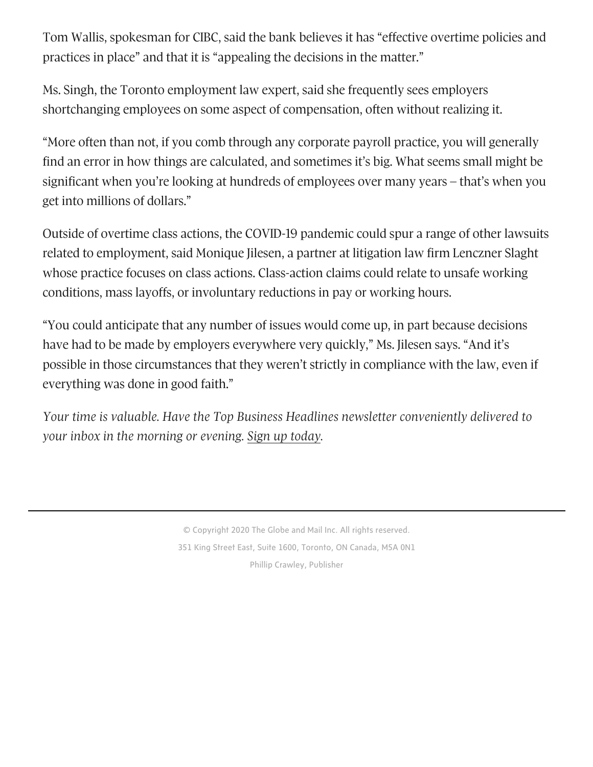Tom Wallis, spokesman for CIBC, said the bank believes it has "effective overtime policies and practices in place" and that it is "appealing the decisions in the matter."

Ms. Singh, the Toronto employment law expert, said she frequently sees employers shortchanging employees on some aspect of compensation, often without realizing it.

"More often than not, if you comb through any corporate payroll practice, you will generally find an error in how things are calculated, and sometimes it's big. What seems small might be significant when you're looking at hundreds of employees over many years – that's when you get into millions of dollars."

Outside of overtime class actions, the COVID-19 pandemic could spur a range of other lawsuits related to employment, said Monique Jilesen, a partner at litigation law firm Lenczner Slaght whose practice focuses on class actions. Class-action claims could relate to unsafe working conditions, mass layoffs, or involuntary reductions in pay or working hours.

"You could anticipate that any number of issues would come up, in part because decisions have had to be made by employers everywhere very quickly," Ms. Jilesen says. "And it's possible in those circumstances that they weren't strictly in compliance with the law, even if everything was done in good faith."

*Your time is valuable. Have the Top Business Headlines newsletter conveniently delivered to your inbox in the morning or evening. Sign up today.*

© Copyright 2020 The Globe and Mail Inc. All rights reserved.

351 King Street East, Suite 1600, Toronto, ON Canada, M5A 0N1

Phillip Crawley, Publisher